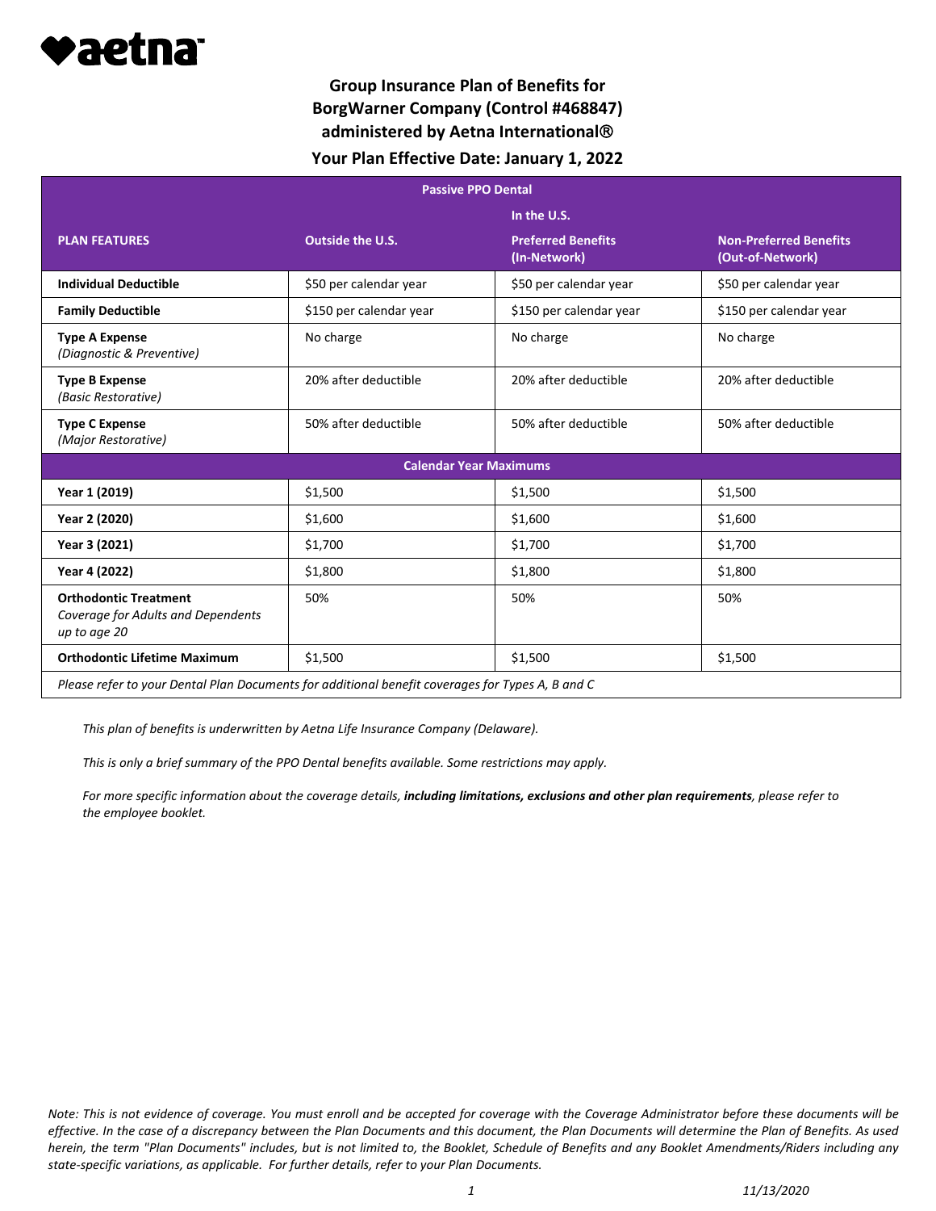aetna

# Group Insurance Plan of Benefits for BorgWarner Company (Control #468847) administered by Aetna International®

## Your Plan Effective Date: January 1, 2022

| Passive PPO Dental | | | |
|---|---|---|---|
| | | **In the U.S.** | |
| **PLAN FEATURES** | **Outside the U.S.** | **Preferred Benefits (In-Network)** | **Non-Preferred Benefits (Out-of-Network)** |
| **Individual Deductible** | $50 per calendar year | $50 per calendar year | $50 per calendar year |
| **Family Deductible** | $150 per calendar year | $150 per calendar year | $150 per calendar year |
| **Type A Expense** *(Diagnostic & Preventive)* | No charge | No charge | No charge |
| **Type B Expense** *(Basic Restorative)* | 20% after deductible | 20% after deductible | 20% after deductible |
| **Type C Expense** *(Major Restorative)* | 50% after deductible | 50% after deductible | 50% after deductible |
| **Calendar Year Maximums** | | | |
| **Year 1 (2019)** | $1,500 | $1,500 | $1,500 |
| **Year 2 (2020)** | $1,600 | $1,600 | $1,600 |
| **Year 3 (2021)** | $1,700 | $1,700 | $1,700 |
| **Year 4 (2022)** | $1,800 | $1,800 | $1,800 |
| **Orthodontic Treatment** *Coverage for Adults and Dependents up to age 20* | 50% | 50% | 50% |
| **Orthodontic Lifetime Maximum** | $1,500 | $1,500 | $1,500 |
| *Please refer to your Dental Plan Documents for additional benefit coverages for Types A, B and C* | | | |

*This plan of benefits is underwritten by Aetna Life Insurance Company (Delaware).*

*This is only a brief summary of the PPO Dental benefits available. Some restrictions may apply.*

*For more specific information about the coverage details, **including limitations, exclusions and other plan requirements**, please refer to the employee booklet.*

*Note: This is not evidence of coverage. You must enroll and be accepted for coverage with the Coverage Administrator before these documents will be effective. In the case of a discrepancy between the Plan Documents and this document, the Plan Documents will determine the Plan of Benefits. As used herein, the term "Plan Documents" includes, but is not limited to, the Booklet, Schedule of Benefits and any Booklet Amendments/Riders including any state-specific variations, as applicable. For further details, refer to your Plan Documents.*

*11/13/2020*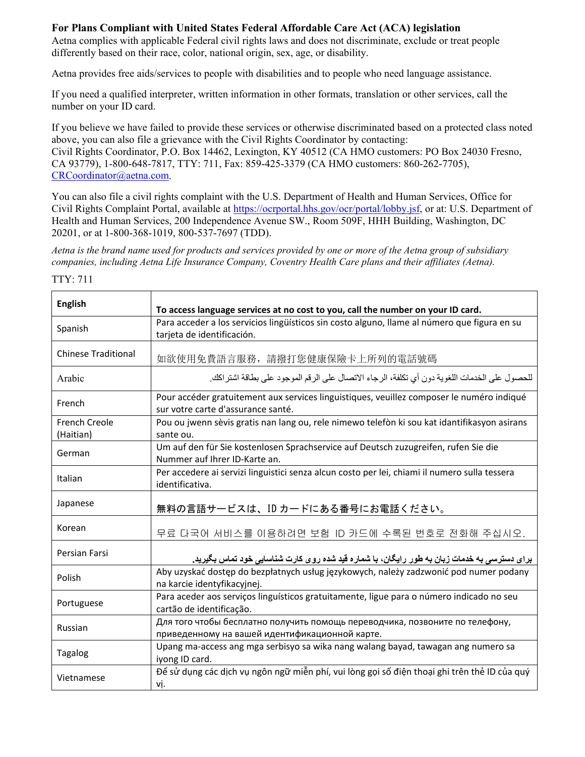**For Plans Compliant with United States Federal Affordable Care Act (ACA) legislation**

Aetna complies with applicable Federal civil rights laws and does not discriminate, exclude or treat people differently based on their race, color, national origin, sex, age, or disability.

Aetna provides free aids/services to people with disabilities and to people who need language assistance.

If you need a qualified interpreter, written information in other formats, translation or other services, call the number on your ID card.

If you believe we have failed to provide these services or otherwise discriminated based on a protected class noted above, you can also file a grievance with the Civil Rights Coordinator by contacting:
Civil Rights Coordinator, P.O. Box 14462, Lexington, KY 40512 (CA HMO customers: PO Box 24030 Fresno, CA 93779), 1-800-648-7817, TTY: 711, Fax: 859-425-3379 (CA HMO customers: 860-262-7705), CRCoordinator@aetna.com.

You can also file a civil rights complaint with the U.S. Department of Health and Human Services, Office for Civil Rights Complaint Portal, available at https://ocrportal.hhs.gov/ocr/portal/lobby.jsf, or at: U.S. Department of Health and Human Services, 200 Independence Avenue SW., Room 509F, HHH Building, Washington, DC 20201, or at 1-800-368-1019, 800-537-7697 (TDD).

*Aetna is the brand name used for products and services provided by one or more of the Aetna group of subsidiary companies, including Aetna Life Insurance Company, Coventry Health Care plans and their affiliates (Aetna).*

TTY: 711

| **English** | **To access language services at no cost to you, call the number on your ID card.** |
|---|---|
| Spanish | Para acceder a los servicios lingüísticos sin costo alguno, llame al número que figura en su tarjeta de identificación. |
| Chinese Traditional | 如欲使用免費語言服務，請撥打您健康保險卡上所列的電話號碼 |
| Arabic | للحصول على الخدمات اللغوية دون أي تكلفة، الرجاء الاتصال على الرقم الموجود على بطاقة اشتراكك. |
| French | Pour accéder gratuitement aux services linguistiques, veuillez composer le numéro indiqué sur votre carte d'assurance santé. |
| French Creole (Haitian) | Pou ou jwenn sèvis gratis nan lang ou, rele nimewo telefòn ki sou kat idantifikasyon asirans sante ou. |
| German | Um auf den für Sie kostenlosen Sprachservice auf Deutsch zuzugreifen, rufen Sie die Nummer auf Ihrer ID-Karte an. |
| Italian | Per accedere ai servizi linguistici senza alcun costo per lei, chiami il numero sulla tessera identificativa. |
| Japanese | 無料の言語サービスは、ID カードにある番号にお電話ください。 |
| Korean | 무료 다국어 서비스를 이용하려면 보험 ID 카드에 수록된 번호로 전화해 주십시오. |
| Persian Farsi | **برای دسترسی به خدمات زبان به طور رایگان، با شماره قید شده روی کارت شناسایی خود تماس بگیرید.** |
| Polish | Aby uzyskać dostęp do bezpłatnych usług językowych, należy zadzwonić pod numer podany na karcie identyfikacyjnej. |
| Portuguese | Para aceder aos serviços linguísticos gratuitamente, ligue para o número indicado no seu cartão de identificação. |
| Russian | Для того чтобы бесплатно получить помощь переводчика, позвоните по телефону, приведенному на вашей идентификационной карте. |
| Tagalog | Upang ma-access ang mga serbisyo sa wika nang walang bayad, tawagan ang numero sa iyong ID card. |
| Vietnamese | Để sử dụng các dịch vụ ngôn ngữ miễn phí, vui lòng gọi số điện thoại ghi trên thẻ ID của quý vị. |